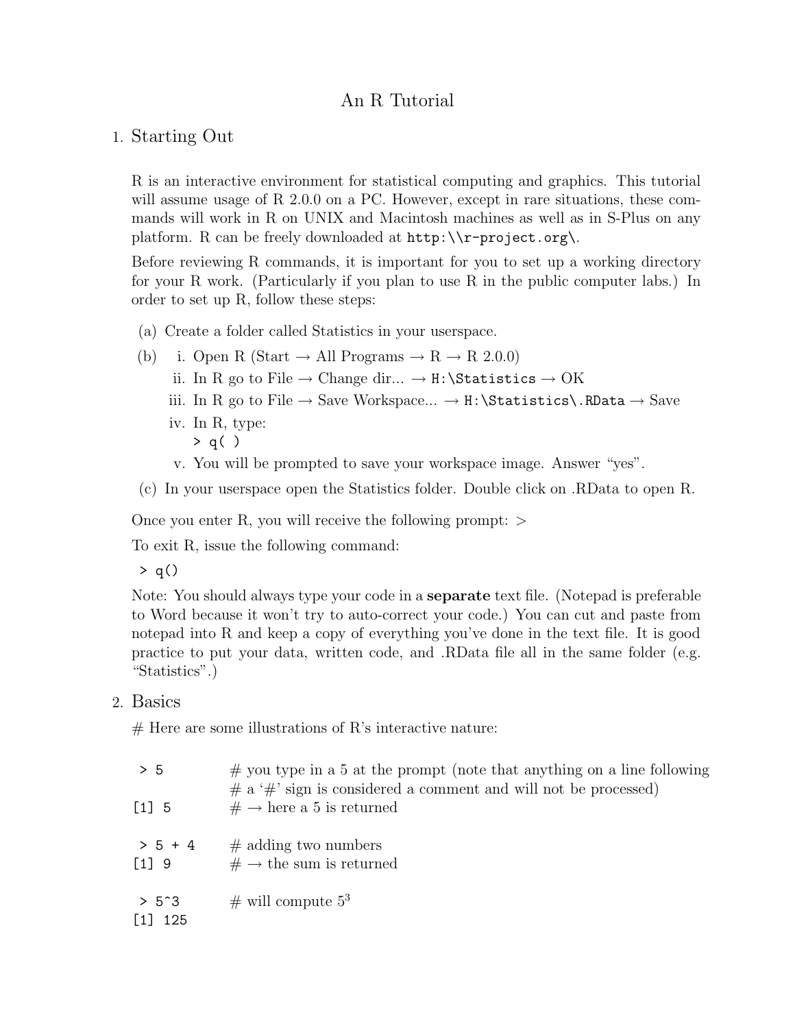# An R Tutorial

## 1. Starting Out

R is an interactive environment for statistical computing and graphics. This tutorial will assume usage of R 2.0.0 on a PC. However, except in rare situations, these commands will work in R on UNIX and Macintosh machines as well as in S-Plus on any platform. R can be freely downloaded at `http:\\r-project.org\`.

Before reviewing R commands, it is important for you to set up a working directory for your R work. (Particularly if you plan to use R in the public computer labs.) In order to set up R, follow these steps:

(a) Create a folder called Statistics in your userspace.

(b)
  i. Open R (Start → All Programs → R → R 2.0.0)
  ii. In R go to File → Change dir... → `H:\Statistics` → OK
  iii. In R go to File → Save Workspace... → `H:\Statistics\.RData` → Save
  iv. In R, type:
     `> q( )`
  v. You will be prompted to save your workspace image. Answer "yes".

(c) In your userspace open the Statistics folder. Double click on .RData to open R.

Once you enter R, you will receive the following prompt: >

To exit R, issue the following command:

```
> q()
```

Note: You should always type your code in a **separate** text file. (Notepad is preferable to Word because it won't try to auto-correct your code.) You can cut and paste from notepad into R and keep a copy of everything you've done in the text file. It is good practice to put your data, written code, and .RData file all in the same folder (e.g. "Statistics".)

## 2. Basics

# Here are some illustrations of R's interactive nature:

```
 > 5          # you type in a 5 at the prompt (note that anything on a line following
              # a '#' sign is considered a comment and will not be processed)
[1] 5         # → here a 5 is returned

 > 5 + 4      # adding two numbers
[1] 9         # → the sum is returned

 > 5^3        # will compute 5^3
[1] 125
```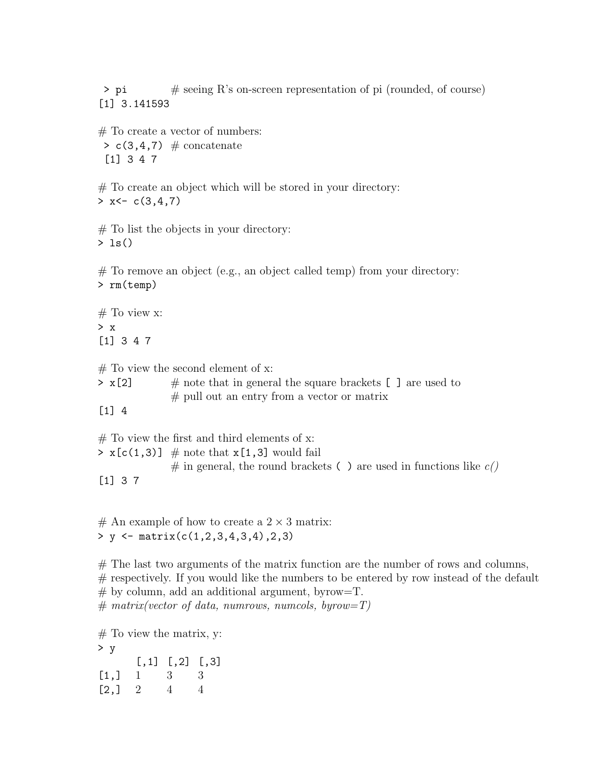```
> pi          # seeing R's on-screen representation of pi (rounded, of course)
[1] 3.141593

# To create a vector of numbers:
> c(3,4,7)  # concatenate
[1] 3 4 7

# To create an object which will be stored in your directory:
> x<- c(3,4,7)

# To list the objects in your directory:
> ls()

# To remove an object (e.g., an object called temp) from your directory:
> rm(temp)

# To view x:
> x
[1] 3 4 7

# To view the second element of x:
> x[2]          # note that in general the square brackets [ ] are used to
                # pull out an entry from a vector or matrix
[1] 4

# To view the first and third elements of x:
> x[c(1,3)]  # note that x[1,3] would fail
                # in general, the round brackets ( ) are used in functions like c()
[1] 3 7


# An example of how to create a 2 × 3 matrix:
> y <- matrix(c(1,2,3,4,3,4),2,3)

# The last two arguments of the matrix function are the number of rows and columns,
# respectively. If you would like the numbers to be entered by row instead of the default
# by column, add an additional argument, byrow=T.
# matrix(vector of data, numrows, numcols, byrow=T)

# To view the matrix, y:
> y
     [,1] [,2] [,3]
[1,]    1    3    3
[2,]    2    4    4
```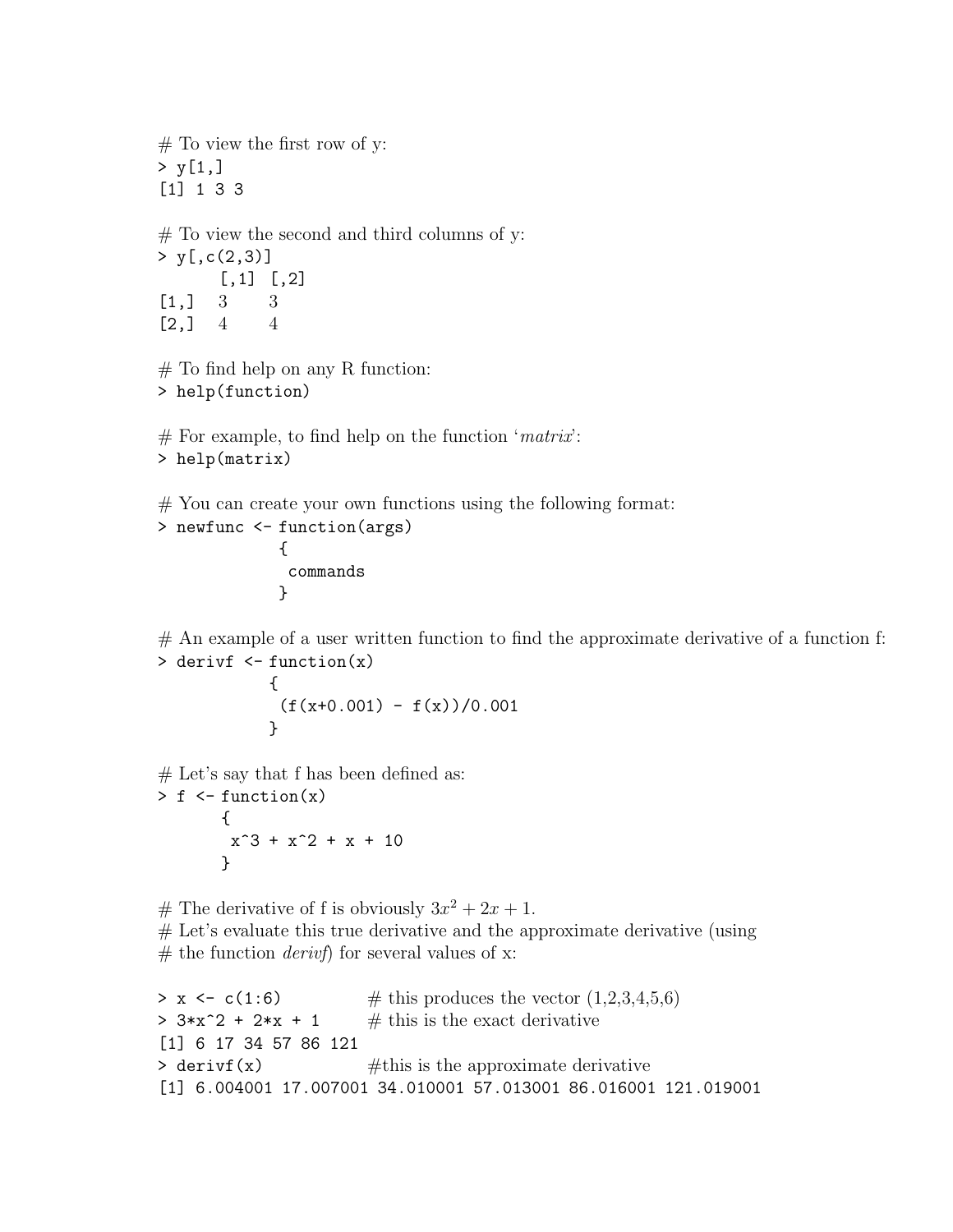```
# To view the first row of y:
> y[1,]
[1] 1 3 3

# To view the second and third columns of y:
> y[,c(2,3)]
      [,1] [,2]
[1,]   3    3
[2,]   4    4

# To find help on any R function:
> help(function)

# For example, to find help on the function 'matrix':
> help(matrix)

# You can create your own functions using the following format:
> newfunc <- function(args)
             {
              commands
             }

# An example of a user written function to find the approximate derivative of a function f:
> derivf <- function(x)
            {
             (f(x+0.001) - f(x))/0.001
            }

# Let's say that f has been defined as:
> f <- function(x)
       {
        x^3 + x^2 + x + 10
       }
```

\# The derivative of f is obviously $3x^2 + 2x + 1$.
\# Let's evaluate this true derivative and the approximate derivative (using
\# the function *derivf*) for several values of x:

```
> x <- c(1:6)           # this produces the vector (1,2,3,4,5,6)
> 3*x^2 + 2*x + 1       # this is the exact derivative
[1] 6 17 34 57 86 121
> derivf(x)             #this is the approximate derivative
[1] 6.004001 17.007001 34.010001 57.013001 86.016001 121.019001
```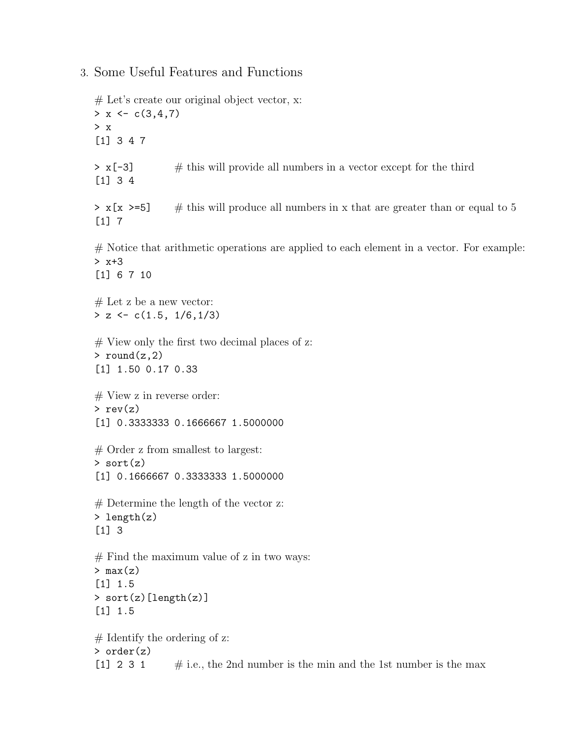## 3. Some Useful Features and Functions

```
# Let's create our original object vector, x:
> x <- c(3,4,7)
> x
[1] 3 4 7

> x[-3]          # this will provide all numbers in a vector except for the third
[1] 3 4

> x[x >=5]       # this will produce all numbers in x that are greater than or equal to 5
[1] 7

# Notice that arithmetic operations are applied to each element in a vector. For example:
> x+3
[1] 6 7 10

# Let z be a new vector:
> z <- c(1.5, 1/6,1/3)

# View only the first two decimal places of z:
> round(z,2)
[1] 1.50 0.17 0.33

# View z in reverse order:
> rev(z)
[1] 0.3333333 0.1666667 1.5000000

# Order z from smallest to largest:
> sort(z)
[1] 0.1666667 0.3333333 1.5000000

# Determine the length of the vector z:
> length(z)
[1] 3

# Find the maximum value of z in two ways:
> max(z)
[1] 1.5
> sort(z)[length(z)]
[1] 1.5

# Identify the ordering of z:
> order(z)
[1] 2 3 1        # i.e., the 2nd number is the min and the 1st number is the max
```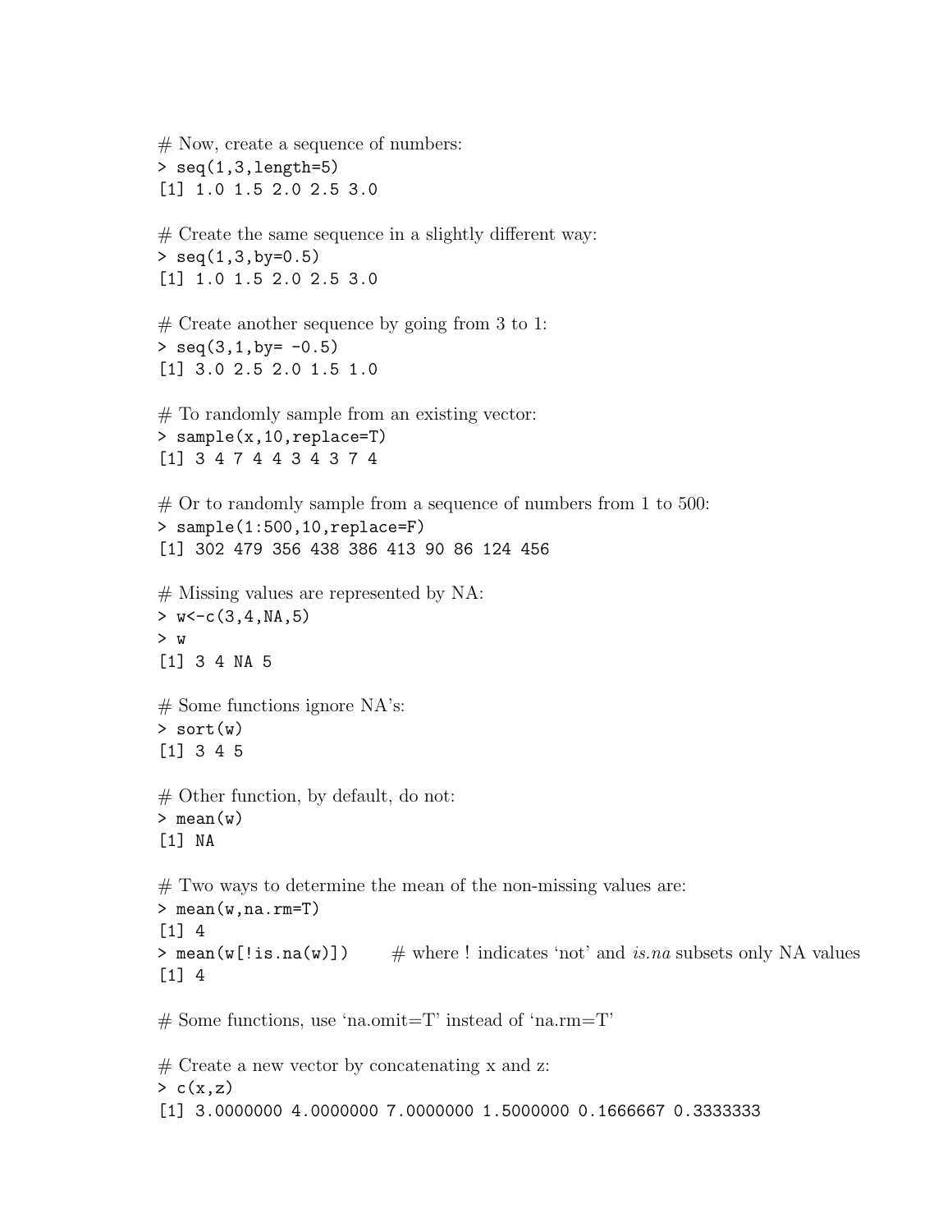```
# Now, create a sequence of numbers:
> seq(1,3,length=5)
[1] 1.0 1.5 2.0 2.5 3.0

# Create the same sequence in a slightly different way:
> seq(1,3,by=0.5)
[1] 1.0 1.5 2.0 2.5 3.0

# Create another sequence by going from 3 to 1:
> seq(3,1,by= -0.5)
[1] 3.0 2.5 2.0 1.5 1.0

# To randomly sample from an existing vector:
> sample(x,10,replace=T)
[1] 3 4 7 4 4 3 4 3 7 4

# Or to randomly sample from a sequence of numbers from 1 to 500:
> sample(1:500,10,replace=F)
[1] 302 479 356 438 386 413 90 86 124 456

# Missing values are represented by NA:
> w<-c(3,4,NA,5)
> w
[1] 3 4 NA 5

# Some functions ignore NA's:
> sort(w)
[1] 3 4 5

# Other function, by default, do not:
> mean(w)
[1] NA

# Two ways to determine the mean of the non-missing values are:
> mean(w,na.rm=T)
[1] 4
> mean(w[!is.na(w)])      # where ! indicates 'not' and is.na subsets only NA values
[1] 4

# Some functions, use 'na.omit=T' instead of 'na.rm=T'

# Create a new vector by concatenating x and z:
> c(x,z)
[1] 3.0000000 4.0000000 7.0000000 1.5000000 0.1666667 0.3333333
```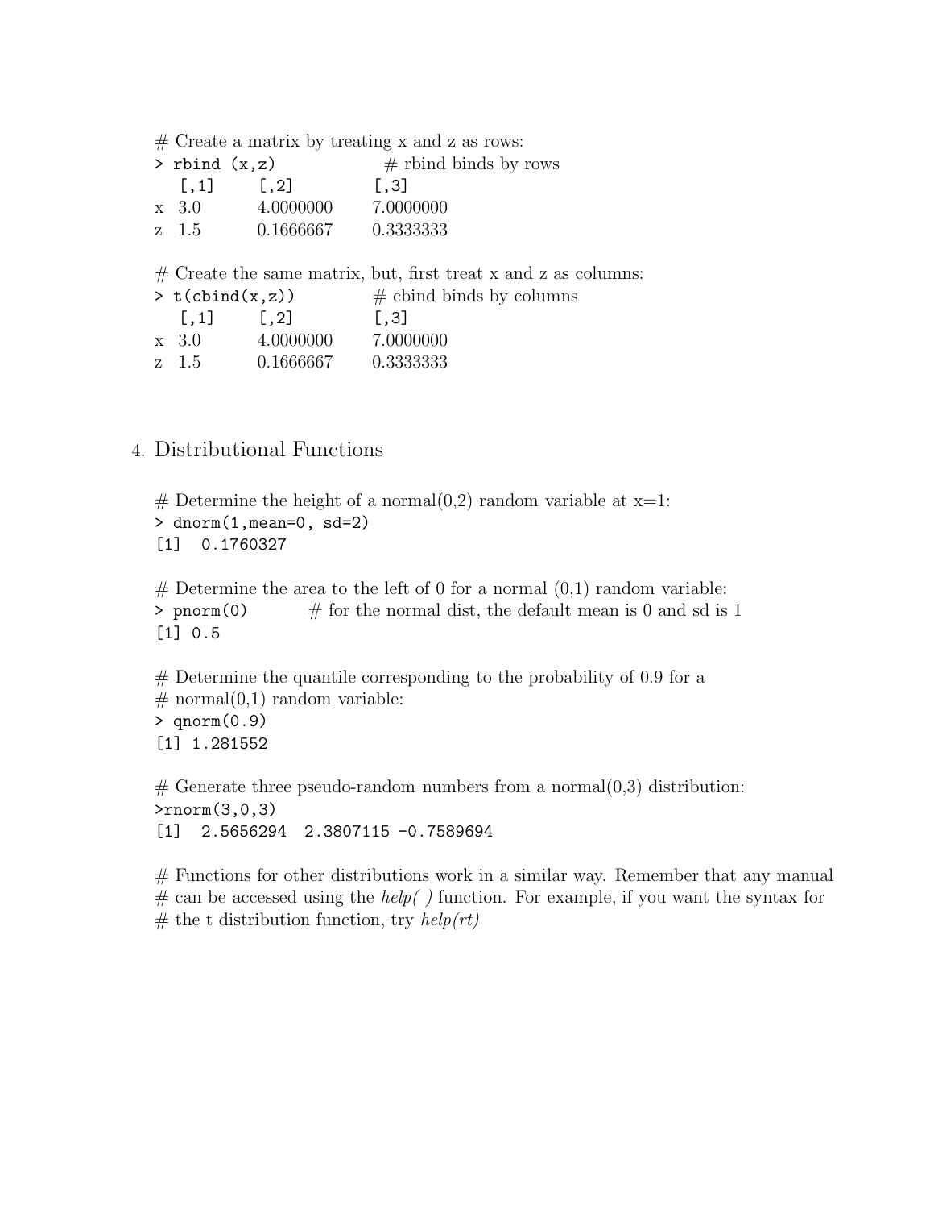```
# Create a matrix by treating x and z as rows:
> rbind (x,z)            # rbind binds by rows
   [,1]      [,2]         [,3]
x  3.0       4.0000000    7.0000000
z  1.5       0.1666667    0.3333333

# Create the same matrix, but, first treat x and z as columns:
> t(cbind(x,z))          # cbind binds by columns
   [,1]      [,2]         [,3]
x  3.0       4.0000000    7.0000000
z  1.5       0.1666667    0.3333333
```

## 4. Distributional Functions

```
# Determine the height of a normal(0,2) random variable at x=1:
> dnorm(1,mean=0, sd=2)
[1]  0.1760327

# Determine the area to the left of 0 for a normal (0,1) random variable:
> pnorm(0)        # for the normal dist, the default mean is 0 and sd is 1
[1] 0.5

# Determine the quantile corresponding to the probability of 0.9 for a
# normal(0,1) random variable:
> qnorm(0.9)
[1] 1.281552

# Generate three pseudo-random numbers from a normal(0,3) distribution:
>rnorm(3,0,3)
[1]  2.5656294  2.3807115 -0.7589694

# Functions for other distributions work in a similar way. Remember that any manual
# can be accessed using the help( ) function. For example, if you want the syntax for
# the t distribution function, try help(rt)
```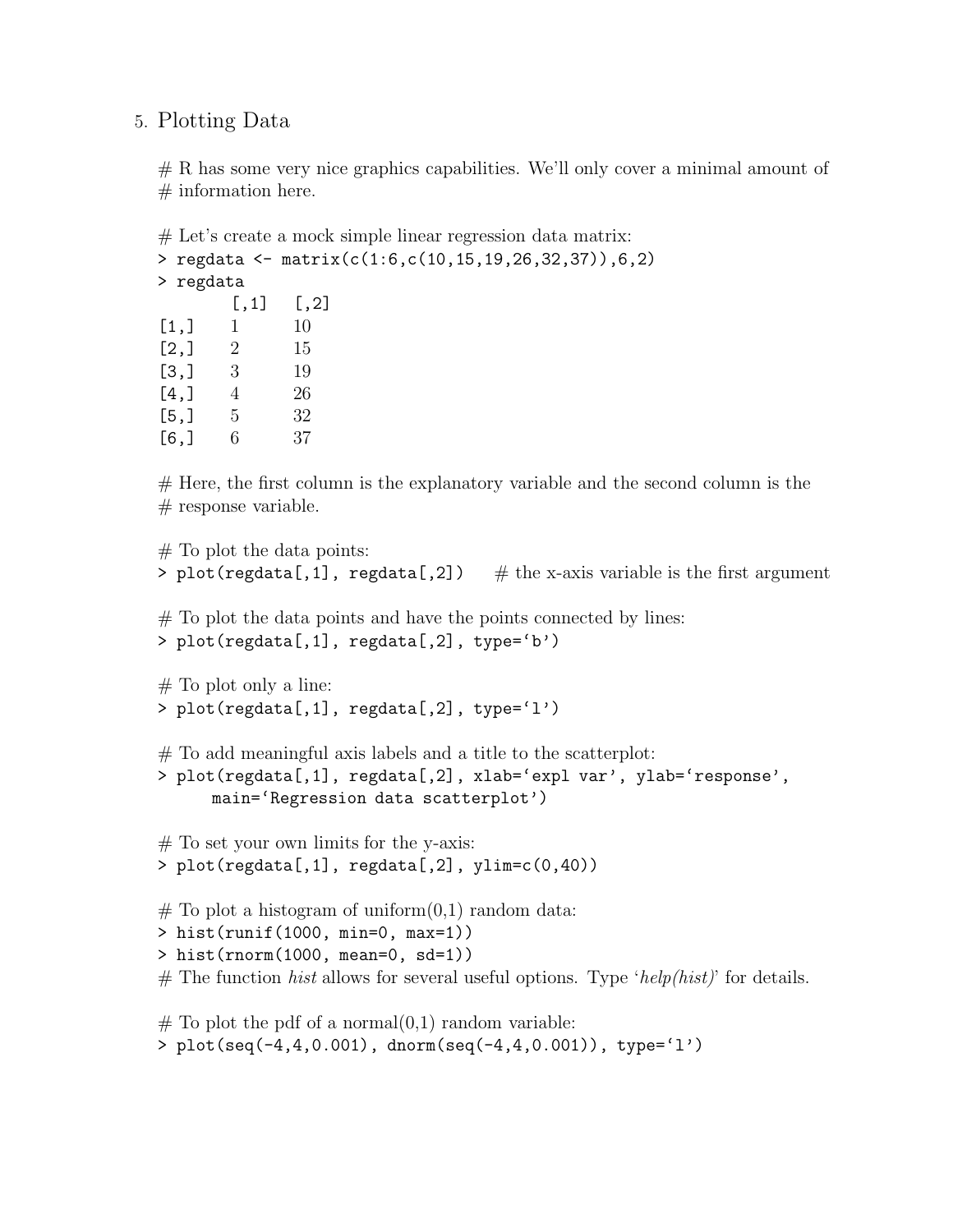5. Plotting Data

```
# R has some very nice graphics capabilities. We'll only cover a minimal amount of
# information here.

# Let's create a mock simple linear regression data matrix:
> regdata <- matrix(c(1:6,c(10,15,19,26,32,37)),6,2)
> regdata
     [,1] [,2]
[1,]   1   10
[2,]   2   15
[3,]   3   19
[4,]   4   26
[5,]   5   32
[6,]   6   37

# Here, the first column is the explanatory variable and the second column is the
# response variable.

# To plot the data points:
> plot(regdata[,1], regdata[,2])     # the x-axis variable is the first argument

# To plot the data points and have the points connected by lines:
> plot(regdata[,1], regdata[,2], type='b')

# To plot only a line:
> plot(regdata[,1], regdata[,2], type='l')

# To add meaningful axis labels and a title to the scatterplot:
> plot(regdata[,1], regdata[,2], xlab='expl var', ylab='response',
     main='Regression data scatterplot')

# To set your own limits for the y-axis:
> plot(regdata[,1], regdata[,2], ylim=c(0,40))

# To plot a histogram of uniform(0,1) random data:
> hist(runif(1000, min=0, max=1))
> hist(rnorm(1000, mean=0, sd=1))
# The function hist allows for several useful options. Type 'help(hist)' for details.

# To plot the pdf of a normal(0,1) random variable:
> plot(seq(-4,4,0.001), dnorm(seq(-4,4,0.001)), type='l')
```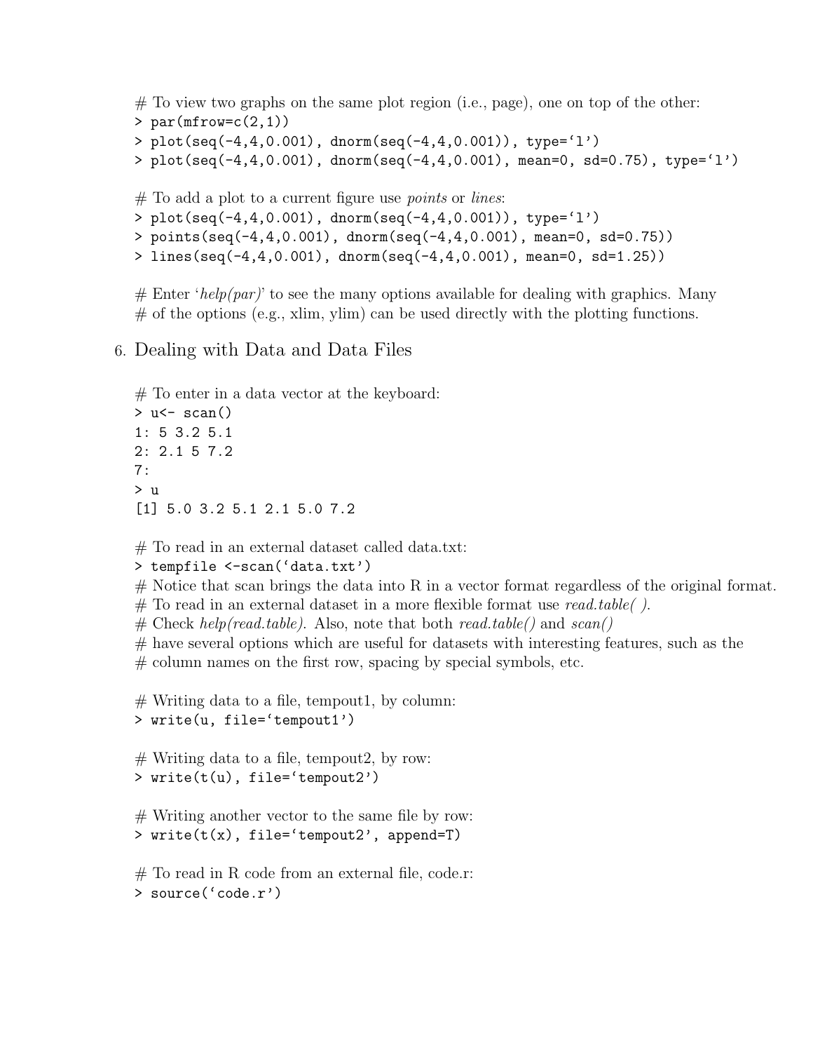```
# To view two graphs on the same plot region (i.e., page), one on top of the other:
> par(mfrow=c(2,1))
> plot(seq(-4,4,0.001), dnorm(seq(-4,4,0.001)), type='l')
> plot(seq(-4,4,0.001), dnorm(seq(-4,4,0.001), mean=0, sd=0.75), type='l')

# To add a plot to a current figure use points or lines:
> plot(seq(-4,4,0.001), dnorm(seq(-4,4,0.001)), type='l')
> points(seq(-4,4,0.001), dnorm(seq(-4,4,0.001), mean=0, sd=0.75))
> lines(seq(-4,4,0.001), dnorm(seq(-4,4,0.001), mean=0, sd=1.25))

# Enter 'help(par)' to see the many options available for dealing with graphics. Many
# of the options (e.g., xlim, ylim) can be used directly with the plotting functions.
```

## 6. Dealing with Data and Data Files

```
# To enter in a data vector at the keyboard:
> u<- scan()
1: 5 3.2 5.1
2: 2.1 5 7.2
7:
> u
[1] 5.0 3.2 5.1 2.1 5.0 7.2

# To read in an external dataset called data.txt:
> tempfile <-scan('data.txt')
# Notice that scan brings the data into R in a vector format regardless of the original format.
# To read in an external dataset in a more flexible format use read.table( ).
# Check help(read.table). Also, note that both read.table() and scan()
# have several options which are useful for datasets with interesting features, such as the
# column names on the first row, spacing by special symbols, etc.

# Writing data to a file, tempout1, by column:
> write(u, file='tempout1')

# Writing data to a file, tempout2, by row:
> write(t(u), file='tempout2')

# Writing another vector to the same file by row:
> write(t(x), file='tempout2', append=T)

# To read in R code from an external file, code.r:
> source('code.r')
```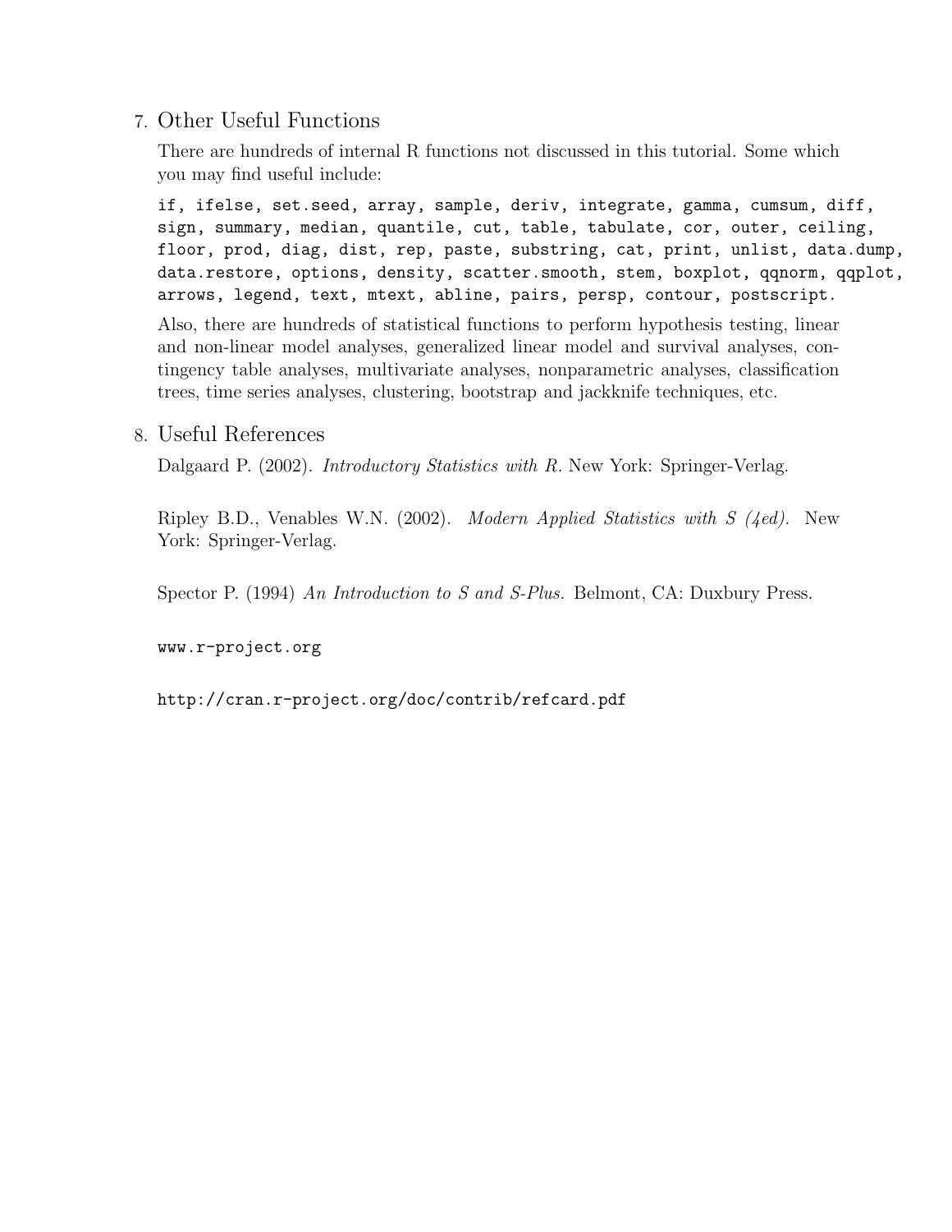7. Other Useful Functions

   There are hundreds of internal R functions not discussed in this tutorial. Some which you may find useful include:

   `if, ifelse, set.seed, array, sample, deriv, integrate, gamma, cumsum, diff, sign, summary, median, quantile, cut, table, tabulate, cor, outer, ceiling, floor, prod, diag, dist, rep, paste, substring, cat, print, unlist, data.dump, data.restore, options, density, scatter.smooth, stem, boxplot, qqnorm, qqplot, arrows, legend, text, mtext, abline, pairs, persp, contour, postscript.`

   Also, there are hundreds of statistical functions to perform hypothesis testing, linear and non-linear model analyses, generalized linear model and survival analyses, contingency table analyses, multivariate analyses, nonparametric analyses, classification trees, time series analyses, clustering, bootstrap and jackknife techniques, etc.

8. Useful References

   Dalgaard P. (2002). *Introductory Statistics with R.* New York: Springer-Verlag.

   Ripley B.D., Venables W.N. (2002). *Modern Applied Statistics with S (4ed).* New York: Springer-Verlag.

   Spector P. (1994) *An Introduction to S and S-Plus.* Belmont, CA: Duxbury Press.

   `www.r-project.org`

   `http://cran.r-project.org/doc/contrib/refcard.pdf`